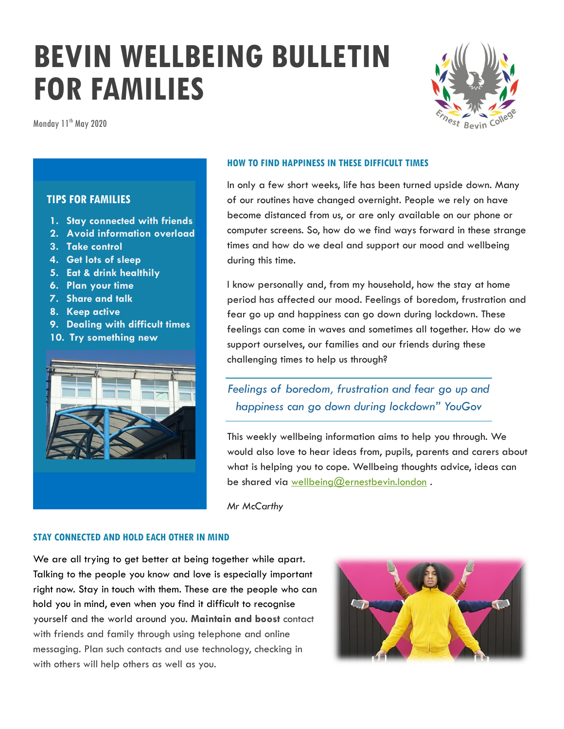# BEVIN WELLBEING BULLETIN FOR FAMILIES

Monday 11th May 2020

## TIPS FOR FAMILIES

1. Stay connected with friends
2. Avoid information overload
3. Take control
4. Get lots of sleep
5. Eat & drink healthily
6. Plan your time
7. Share and talk
8. Keep active
9. Dealing with difficult times
10. Try something new

## HOW TO FIND HAPPINESS IN THESE DIFFICULT TIMES

In only a few short weeks, life has been turned upside down. Many of our routines have changed overnight. People we rely on have become distanced from us, or are only available on our phone or computer screens. So, how do we find ways forward in these strange times and how do we deal and support our mood and wellbeing during this time.

I know personally and, from my household, how the stay at home period has affected our mood. Feelings of boredom, frustration and fear go up and happiness can go down during lockdown. These feelings can come in waves and sometimes all together. How do we support ourselves, our families and our friends during these challenging times to help us through?

> *Feelings of boredom, frustration and fear go up and happiness can go down during lockdown" YouGov*

This weekly wellbeing information aims to help you through. We would also love to hear ideas from, pupils, parents and carers about what is helping you to cope. Wellbeing thoughts advice, ideas can be shared via wellbeing@ernestbevin.london .

*Mr McCarthy*

## STAY CONNECTED AND HOLD EACH OTHER IN MIND

We are all trying to get better at being together while apart. Talking to the people you know and love is especially important right now. Stay in touch with them. These are the people who can hold you in mind, even when you find it difficult to recognise yourself and the world around you. **Maintain and boost** contact with friends and family through using telephone and online messaging. Plan such contacts and use technology, checking in with others will help others as well as you.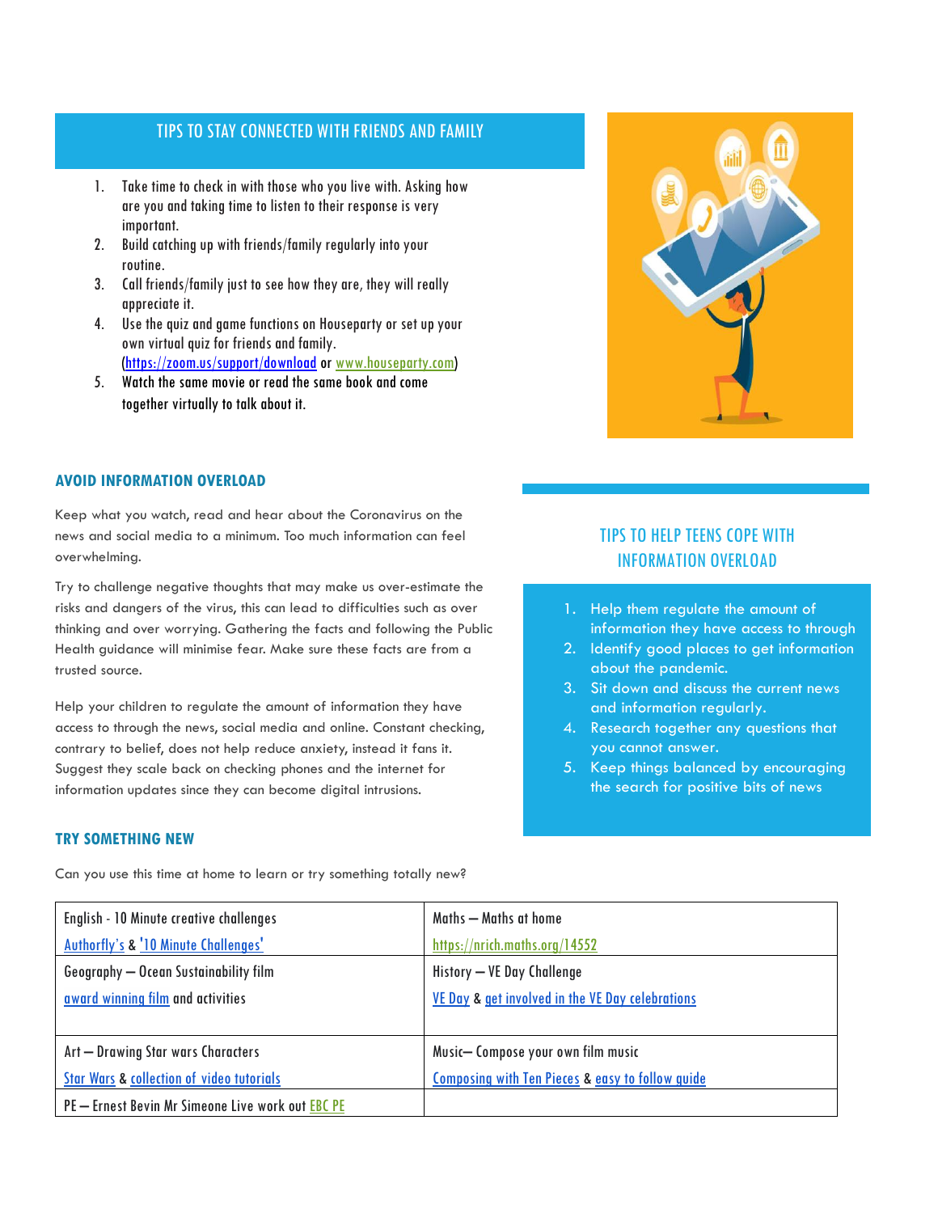## TIPS TO STAY CONNECTED WITH FRIENDS AND FAMILY

1. Take time to check in with those who you live with. Asking how are you and taking time to listen to their response is very important.
2. Build catching up with friends/family regularly into your routine.
3. Call friends/family just to see how they are, they will really appreciate it.
4. Use the quiz and game functions on Houseparty or set up your own virtual quiz for friends and family. (https://zoom.us/support/download or www.houseparty.com)
5. Watch the same movie or read the same book and come together virtually to talk about it.

### AVOID INFORMATION OVERLOAD

Keep what you watch, read and hear about the Coronavirus on the news and social media to a minimum. Too much information can feel overwhelming.

Try to challenge negative thoughts that may make us over-estimate the risks and dangers of the virus, this can lead to difficulties such as over thinking and over worrying. Gathering the facts and following the Public Health guidance will minimise fear. Make sure these facts are from a trusted source.

Help your children to regulate the amount of information they have access to through the news, social media and online. Constant checking, contrary to belief, does not help reduce anxiety, instead it fans it. Suggest they scale back on checking phones and the internet for information updates since they can become digital intrusions.

## TIPS TO HELP TEENS COPE WITH INFORMATION OVERLOAD

1. Help them regulate the amount of information they have access to through
2. Identify good places to get information about the pandemic.
3. Sit down and discuss the current news and information regularly.
4. Research together any questions that you cannot answer.
5. Keep things balanced by encouraging the search for positive bits of news

### TRY SOMETHING NEW

Can you use this time at home to learn or try something totally new?

| English - 10 Minute creative challenges<br>Authorfly's & '10 Minute Challenges' | Maths – Maths at home<br>https://nrich.maths.org/14552 |
|---|---|
| Geography – Ocean Sustainability film<br>award winning film and activities | History – VE Day Challenge<br>VE Day & get involved in the VE Day celebrations |
| Art – Drawing Star wars Characters<br>Star Wars & collection of video tutorials | Music– Compose your own film music<br>Composing with Ten Pieces & easy to follow guide |
| PE – Ernest Bevin Mr Simeone Live work out EBC PE | |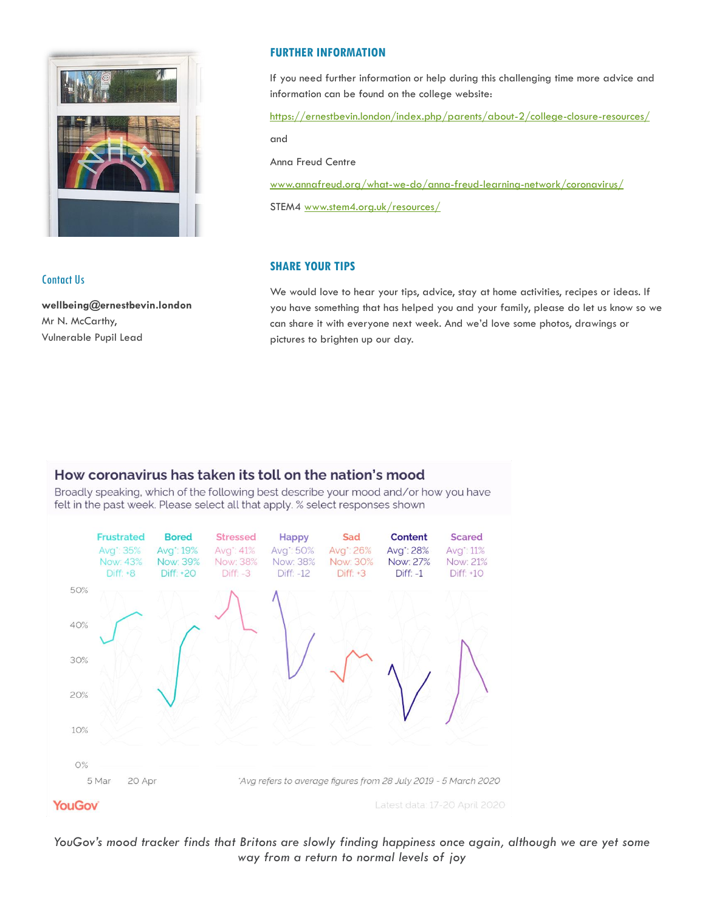## FURTHER INFORMATION

If you need further information or help during this challenging time more advice and information can be found on the college website:

https://ernestbevin.london/index.php/parents/about-2/college-closure-resources/

and

Anna Freud Centre

www.annafreud.org/what-we-do/anna-freud-learning-network/coronavirus/

STEM4 www.stem4.org.uk/resources/

### Contact Us

**wellbeing@ernestbevin.london**
Mr N. McCarthy,
Vulnerable Pupil Lead

## SHARE YOUR TIPS

We would love to hear your tips, advice, stay at home activities, recipes or ideas. If you have something that has helped you and your family, please do let us know so we can share it with everyone next week. And we'd love some photos, drawings or pictures to brighten up our day.

**How coronavirus has taken its toll on the nation's mood**

Broadly speaking, which of the following best describe your mood and/or how you have felt in the past week. Please select all that apply. % select responses shown

Frustrated
Avg*: 35%
Now: 43%
Diff: +8

Bored
Avg*: 19%
Now: 39%
Diff: +20

Stressed
Avg*: 41%
Now: 38%
Diff: -3

Happy
Avg*: 50%
Now: 38%
Diff: -12

Sad
Avg*: 26%
Now: 30%
Diff: +3

Content
Avg*: 28%
Now: 27%
Diff: -1

Scared
Avg*: 11%
Now: 21%
Diff: +10

50%
40%
30%
20%
10%
0%

5 Mar
20 Apr

*Avg refers to average figures from 28 July 2019 - 5 March 2020

YouGov

Latest data: 17-20 April 2020

*YouGov's mood tracker finds that Britons are slowly finding happiness once again, although we are yet some way from a return to normal levels of joy*